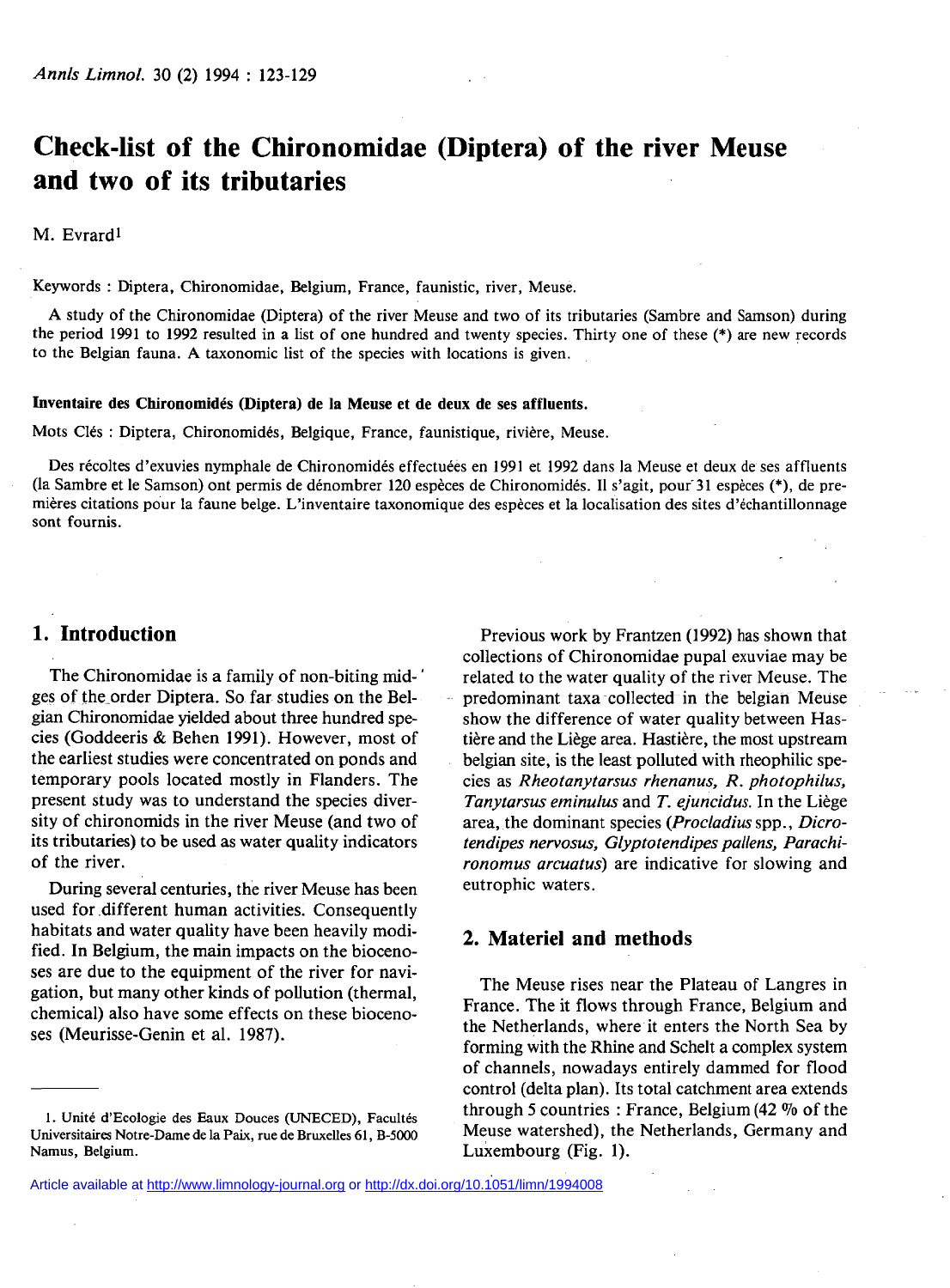# Check-list of the Chironomidae (Diptera) of the river Meuse and two of its tributaries

M. Evrard[1]

Keywords : Diptera, Chironomidae, Belgium, France, faunistic, river, Meuse.

A study of the Chironomidae (Diptera) of the river Meuse and two of its tributaries (Sambre and Samson) during the period 1991 to 1992 resulted in a list of one hundred and twenty species. Thirty one of these (*) are new records to the Belgian fauna. A taxonomic list of the species with locations is given.

**Inventaire des Chironomidés (Diptera) de la Meuse et de deux de ses affluents.**

Mots Clés : Diptera, Chironomidés, Belgique, France, faunistique, rivière, Meuse.

Des récoltes d'exuvies nymphale de Chironomidés effectuées en 1991 et 1992 dans la Meuse et deux de ses affluents (la Sambre et le Samson) ont permis de dénombrer 120 espèces de Chironomidés. Il s'agit, pour 31 espèces (*), de premières citations pour la faune belge. L'inventaire taxonomique des espèces et la localisation des sites d'échantillonnage sont fournis.

## 1. Introduction

The Chironomidae is a family of non-biting midges of the order Diptera. So far studies on the Belgian Chironomidae yielded about three hundred species (Goddeeris & Behen 1991). However, most of the earliest studies were concentrated on ponds and temporary pools located mostly in Flanders. The present study was to understand the species diversity of chironomids in the river Meuse (and two of its tributaries) to be used as water quality indicators of the river.

During several centuries, the river Meuse has been used for different human activities. Consequently habitats and water quality have been heavily modified. In Belgium, the main impacts on the biocenoses are due to the equipment of the river for navigation, but many other kinds of pollution (thermal, chemical) also have some effects on these biocenoses (Meurisse-Genin et al. 1987).

Previous work by Frantzen (1992) has shown that collections of Chironomidae pupal exuviae may be related to the water quality of the river Meuse. The predominant taxa collected in the belgian Meuse show the difference of water quality between Hastière and the Liège area. Hastière, the most upstream belgian site, is the least polluted with rheophilic species as *Rheotanytarsus rhenanus, R. photophilus, Tanytarsus eminulus* and *T. ejuncidus*. In the Liège area, the dominant species (*Procladius* spp., *Dicrotendipes nervosus, Glyptotendipes pallens, Parachironomus arcuatus*) are indicative for slowing and eutrophic waters.

## 2. Materiel and methods

The Meuse rises near the Plateau of Langres in France. The it flows through France, Belgium and the Netherlands, where it enters the North Sea by forming with the Rhine and Schelt a complex system of channels, nowadays entirely dammed for flood control (delta plan). Its total catchment area extends through 5 countries : France, Belgium (42 % of the Meuse watershed), the Netherlands, Germany and Luxembourg (Fig. 1).

1. Unité d'Ecologie des Eaux Douces (UNECED), Facultés Universitaires Notre-Dame de la Paix, rue de Bruxelles 61, B-5000 Namus, Belgium.

Article available at http://www.limnology-journal.org or http://dx.doi.org/10.1051/limn/1994008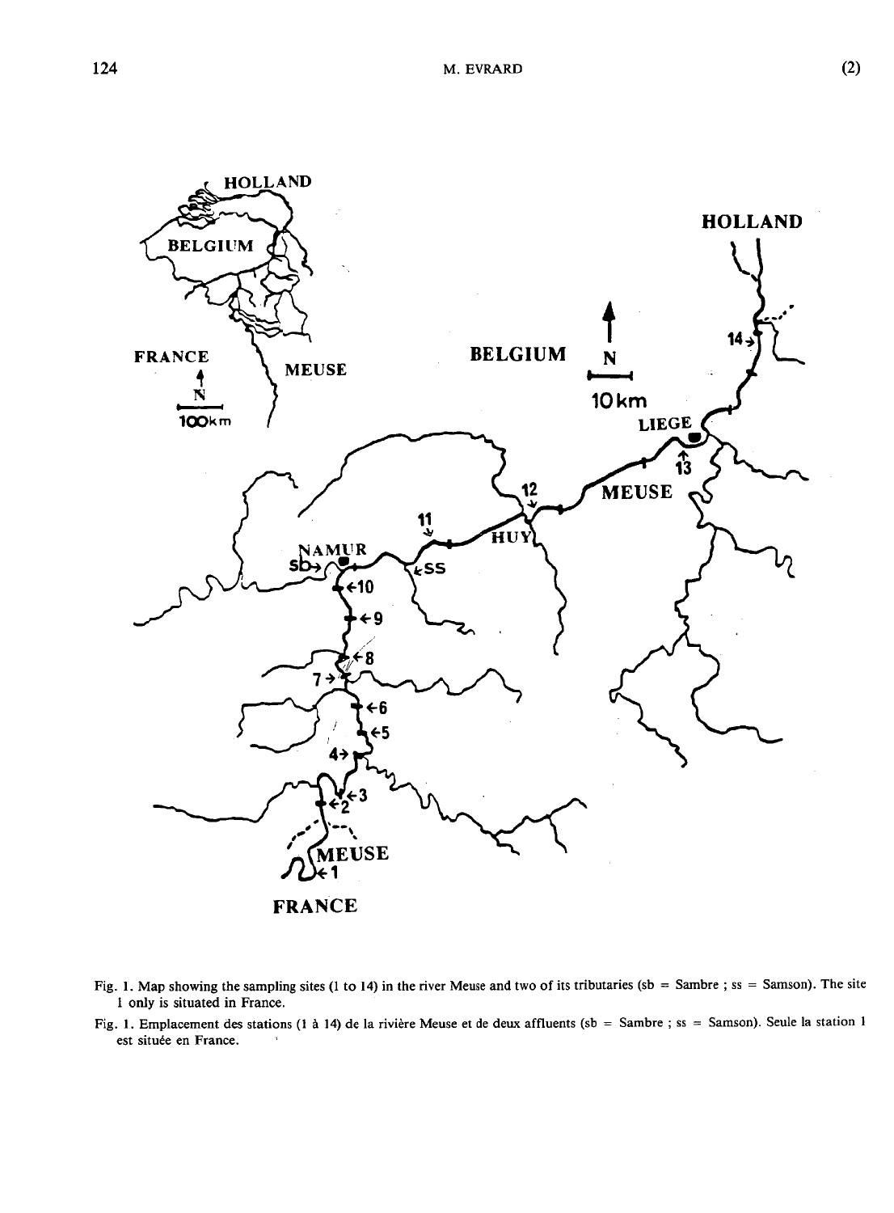Fig. 1. Map showing the sampling sites (1 to 14) in the river Meuse and two of its tributaries (sb = Sambre ; ss = Samson). The site 1 only is situated in France.

Fig. 1. Emplacement des stations (1 à 14) de la rivière Meuse et de deux affluents (sb = Sambre ; ss = Samson). Seule la station 1 est située en France.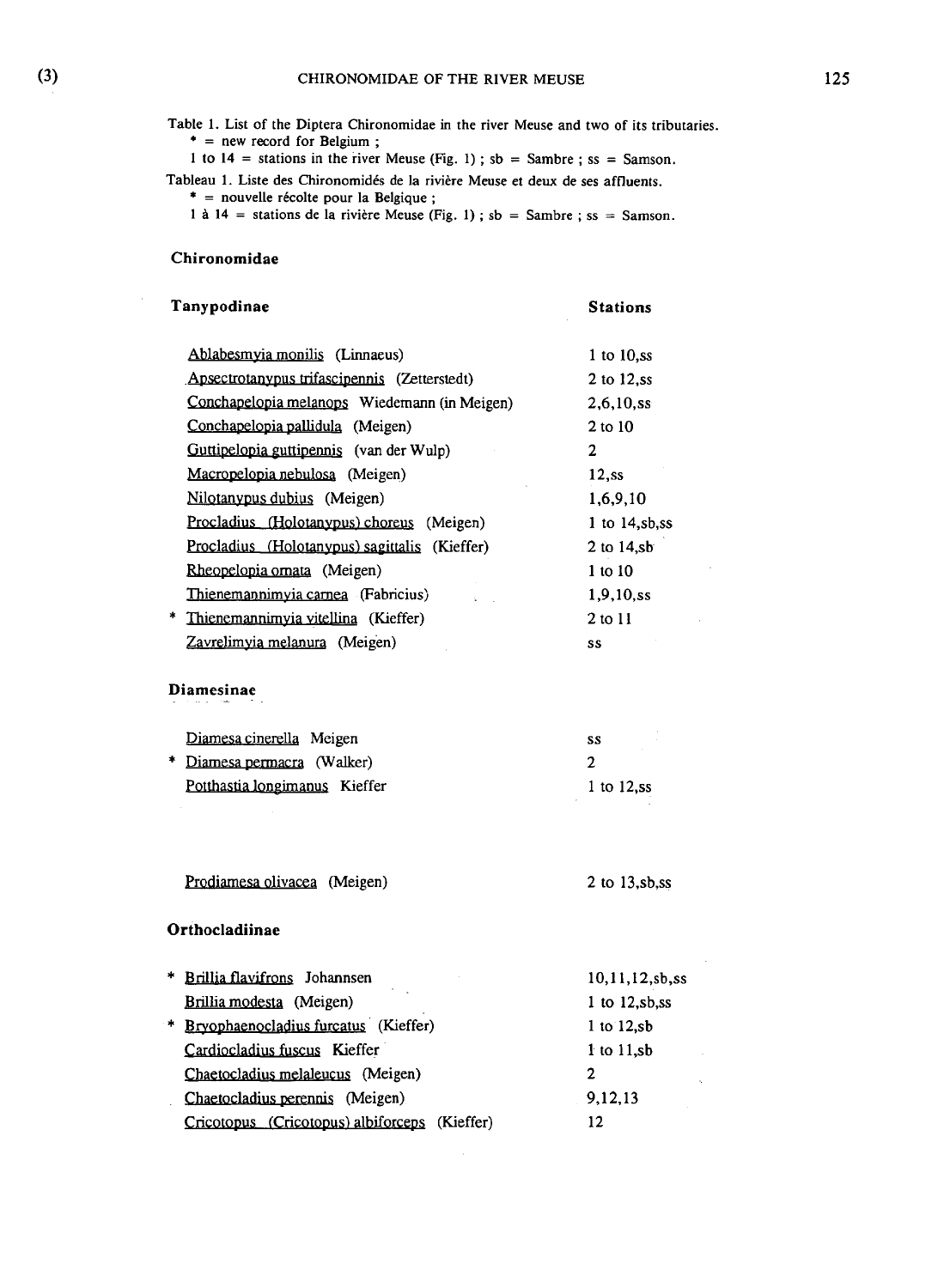Table 1. List of the Diptera Chironomidae in the river Meuse and two of its tributaries.
* = new record for Belgium ;
1 to 14 = stations in the river Meuse (Fig. 1) ; sb = Sambre ; ss = Samson.

Tableau 1. Liste des Chironomidés de la rivière Meuse et deux de ses affluents.
* = nouvelle récolte pour la Belgique ;
1 à 14 = stations de la rivière Meuse (Fig. 1) ; sb = Sambre ; ss = Samson.

| **Chironomidae** | |
|---|---|
| **Tanypodinae** | **Stations** |
| Ablabesmyia monilis (Linnaeus) | 1 to 10,ss |
| Apsectrotanypus trifascipennis (Zetterstedt) | 2 to 12,ss |
| Conchapelopia melanops Wiedemann (in Meigen) | 2,6,10,ss |
| Conchapelopia pallidula (Meigen) | 2 to 10 |
| Guttipelopia guttipennis (van der Wulp) | 2 |
| Macropelopia nebulosa (Meigen) | 12,ss |
| Nilotanypus dubius (Meigen) | 1,6,9,10 |
| Procladius (Holotanypus) choreus (Meigen) | 1 to 14,sb,ss |
| Procladius (Holotanypus) sagittalis (Kieffer) | 2 to 14,sb |
| Rheopelopia ornata (Meigen) | 1 to 10 |
| Thienemannimyia carnea (Fabricius) | 1,9,10,ss |
| * Thienemannimyia vitellina (Kieffer) | 2 to 11 |
| Zavrelimyia melanura (Meigen) | ss |
| **Diamesinae** | |
| Diamesa cinerella Meigen | ss |
| * Diamesa permacra (Walker) | 2 |
| Potthastia longimanus Kieffer | 1 to 12,ss |
| Prodiamesa olivacea (Meigen) | 2 to 13,sb,ss |
| **Orthocladiinae** | |
| * Brillia flavifrons Johannsen | 10,11,12,sb,ss |
| Brillia modesta (Meigen) | 1 to 12,sb,ss |
| * Bryophaenocladius furcatus (Kieffer) | 1 to 12,sb |
| Cardiocladius fuscus Kieffer | 1 to 11,sb |
| Chaetocladius melaleucus (Meigen) | 2 |
| Chaetocladius perennis (Meigen) | 9,12,13 |
| Cricotopus (Cricotopus) albiforceps (Kieffer) | 12 |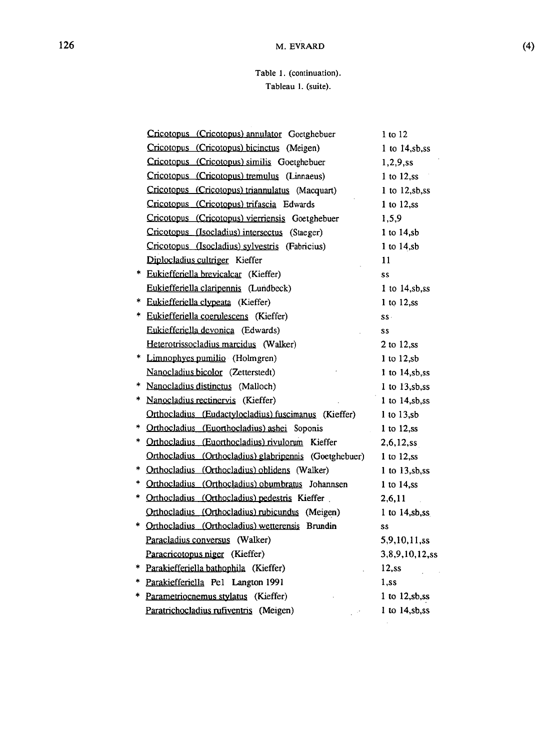Table 1. (continuation).
Tableau 1. (suite).

| | Taxon | Sites |
|---|---|---|
| | Cricotopus (Cricotopus) annulator Goetghebuer | 1 to 12 |
| | Cricotopus (Cricotopus) bicinctus (Meigen) | 1 to 14,sb,ss |
| | Cricotopus (Cricotopus) similis Goetghebuer | 1,2,9,ss |
| | Cricotopus (Cricotopus) tremulus (Linnaeus) | 1 to 12,ss |
| | Cricotopus (Cricotopus) triannulatus (Macquart) | 1 to 12,sb,ss |
| | Cricotopus (Cricotopus) trifascia Edwards | 1 to 12,ss |
| | Cricotopus (Cricotopus) vierriensis Goetghebuer | 1,5,9 |
| | Cricotopus (Isocladius) intersectus (Staeger) | 1 to 14,sb |
| | Cricotopus (Isocladius) sylvestris (Fabricius) | 1 to 14,sb |
| | Diplocladius cultriger Kieffer | 11 |
| * | Eukiefferiella brevicalcar (Kieffer) | ss |
| | Eukiefferiella claripennis (Lundbeck) | 1 to 14,sb,ss |
| * | Eukiefferiella clypeata (Kieffer) | 1 to 12,ss |
| * | Eukiefferiella coerulescens (Kieffer) | ss |
| | Eukiefferiella devonica (Edwards) | ss |
| | Heterotrissocladius marcidus (Walker) | 2 to 12,ss |
| * | Limnophyes pumilio (Holmgren) | 1 to 12,sb |
| | Nanocladius bicolor (Zetterstedt) | 1 to 14,sb,ss |
| * | Nanocladius distinctus (Malloch) | 1 to 13,sb,ss |
| * | Nanocladius rectinervis (Kieffer) | 1 to 14,sb,ss |
| | Orthocladius (Eudactylocladius) fuscimanus (Kieffer) | 1 to 13,sb |
| * | Orthocladius (Euorthocladius) ashei Soponis | 1 to 12,ss |
| * | Orthocladius (Euorthocladius) rivulorum Kieffer | 2,6,12,ss |
| | Orthocladius (Orthocladius) glabripennis (Goetghebuer) | 1 to 12,ss |
| * | Orthocladius (Orthocladius) oblidens (Walker) | 1 to 13,sb,ss |
| * | Orthocladius (Orthocladius) obumbratus Johannsen | 1 to 14,ss |
| * | Orthocladius (Orthocladius) pedestris Kieffer | 2,6,11 |
| | Orthocladius (Orthocladius) rubicundus (Meigen) | 1 to 14,sb,ss |
| * | Orthocladius (Orthocladius) wetterensis Brundin | ss |
| | Paracladius conversus (Walker) | 5,9,10,11,ss |
| | Paracricotopus niger (Kieffer) | 3,8,9,10,12,ss |
| * | Parakiefferiella bathophila (Kieffer) | 12,ss |
| * | Parakiefferiella Pe1 Langton 1991 | 1,ss |
| * | Parametriocnemus stylatus (Kieffer) | 1 to 12,sb,ss |
| | Paratrichocladius rufiventris (Meigen) | 1 to 14,sb,ss |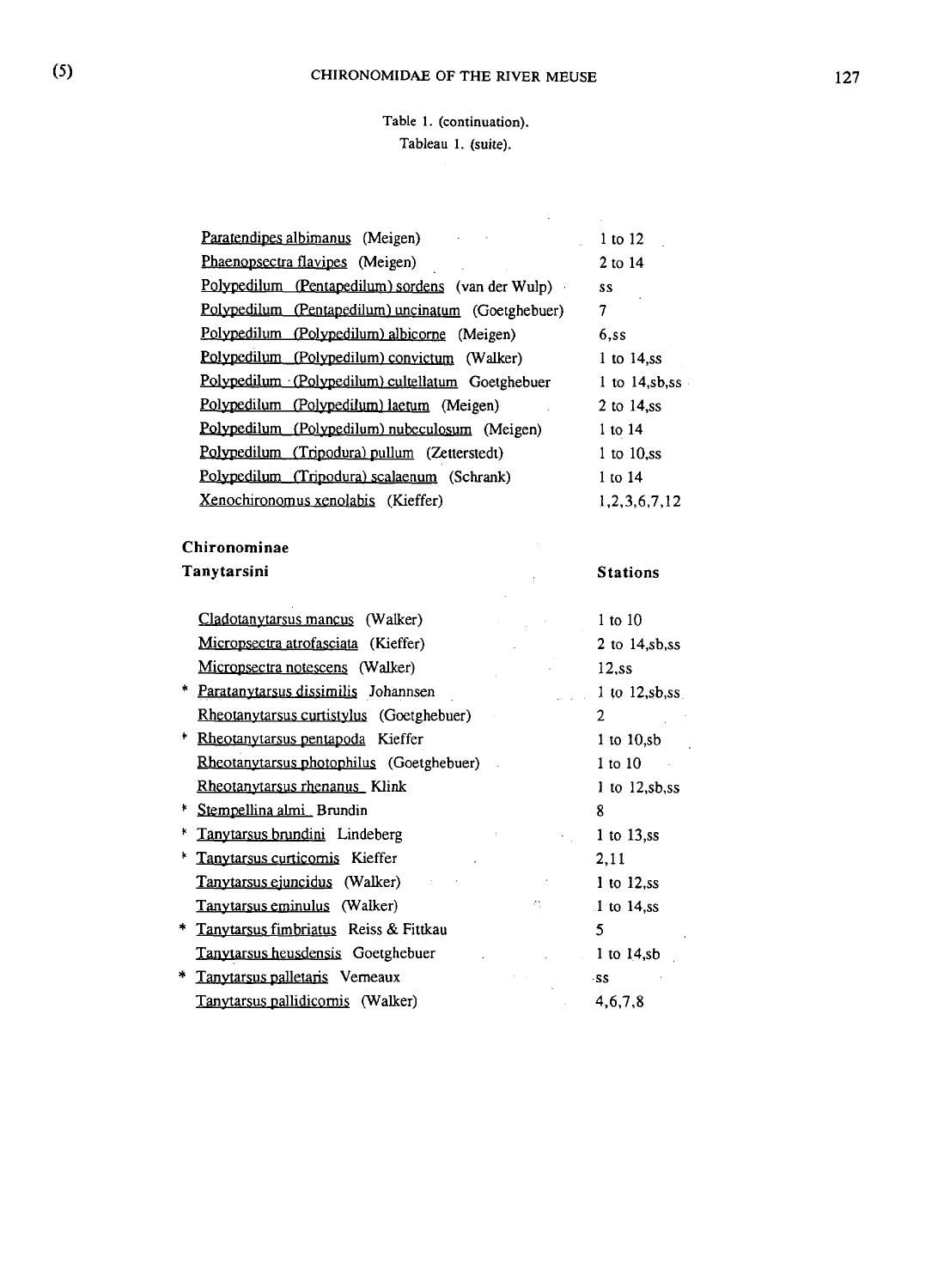Table 1. (continuation).
Tableau 1. (suite).

| | |
|---|---|
| Paratendipes albimanus (Meigen) | 1 to 12 |
| Phaenopsectra flavipes (Meigen) | 2 to 14 |
| Polypedilum (Pentapedilum) sordens (van der Wulp) | ss |
| Polypedilum (Pentapedilum) uncinatum (Goetghebuer) | 7 |
| Polypedilum (Polypedilum) albicorne (Meigen) | 6,ss |
| Polypedilum (Polypedilum) convictum (Walker) | 1 to 14,ss |
| Polypedilum (Polypedilum) cultellatum Goetghebuer | 1 to 14,sb,ss |
| Polypedilum (Polypedilum) laetum (Meigen) | 2 to 14,ss |
| Polypedilum (Polypedilum) nubeculosum (Meigen) | 1 to 14 |
| Polypedilum (Tripodura) pullum (Zetterstedt) | 1 to 10,ss |
| Polypedilum (Tripodura) scalaenum (Schrank) | 1 to 14 |
| Xenochironomus xenolabis (Kieffer) | 1,2,3,6,7,12 |
| **Chironominae** | |
| **Tanytarsini** | **Stations** |
| Cladotanytarsus mancus (Walker) | 1 to 10 |
| Micropsectra atrofasciata (Kieffer) | 2 to 14,sb,ss |
| Micropsectra notescens (Walker) | 12,ss |
| * Paratanytarsus dissimilis Johannsen | 1 to 12,sb,ss |
| Rheotanytarsus curtistylus (Goetghebuer) | 2 |
| * Rheotanytarsus pentapoda Kieffer | 1 to 10,sb |
| Rheotanytarsus photophilus (Goetghebuer) | 1 to 10 |
| Rheotanytarsus rhenanus Klink | 1 to 12,sb,ss |
| * Stempellina almi Brundin | 8 |
| * Tanytarsus brundini Lindeberg | 1 to 13,ss |
| * Tanytarsus curticornis Kieffer | 2,11 |
| Tanytarsus ejuncidus (Walker) | 1 to 12,ss |
| Tanytarsus eminulus (Walker) | 1 to 14,ss |
| * Tanytarsus fimbriatus Reiss & Fittkau | 5 |
| Tanytarsus heusdensis Goetghebuer | 1 to 14,sb |
| * Tanytarsus palletaris Verneaux | ss |
| Tanytarsus pallidicornis (Walker) | 4,6,7,8 |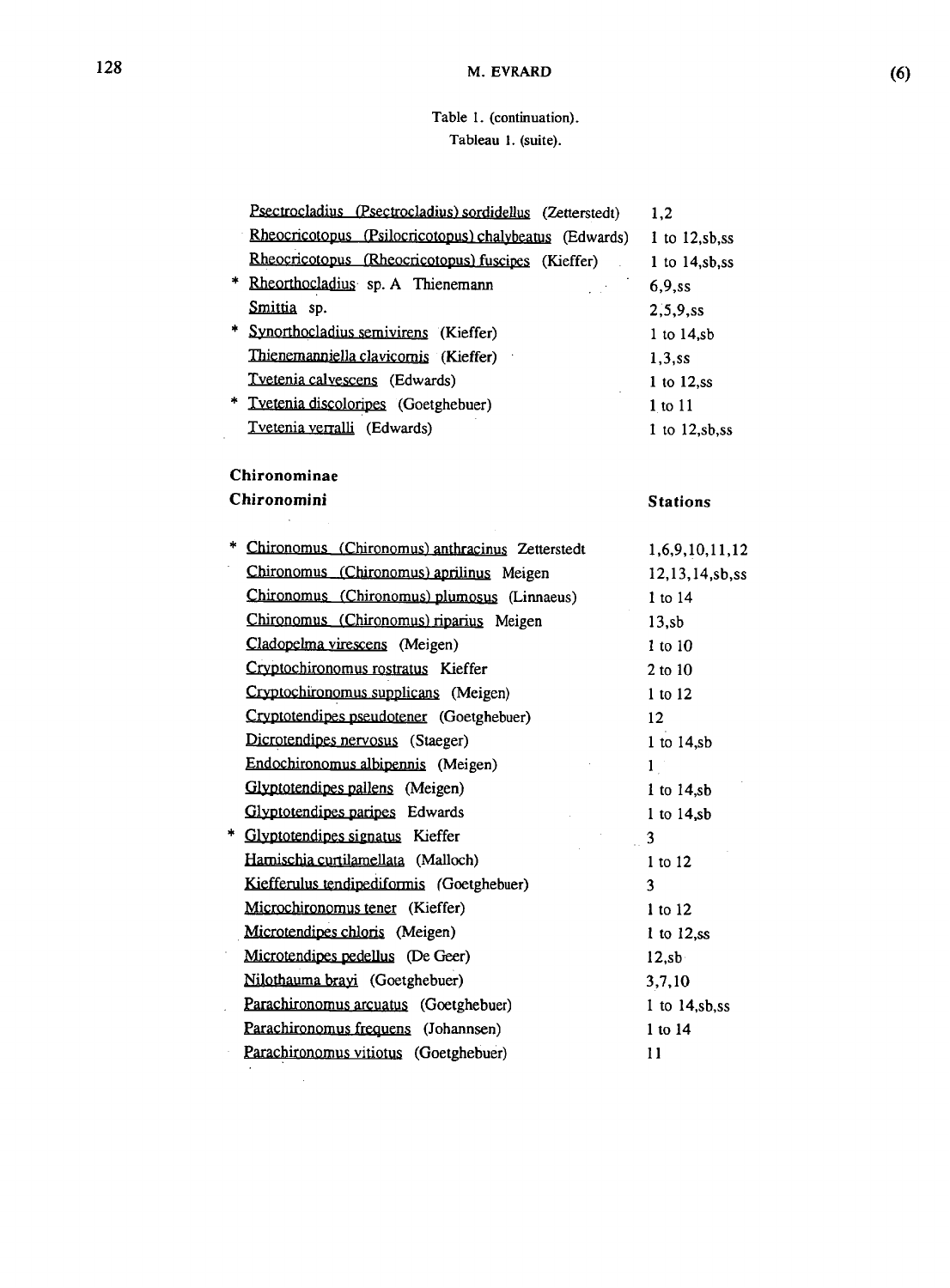Table 1. (continuation).
Tableau 1. (suite).

| | |
|---|---|
| Psectrocladius (Psectrocladius) sordidellus (Zetterstedt) | 1,2 |
| Rheocricotopus (Psilocricotopus) chalybeatus (Edwards) | 1 to 12,sb,ss |
| Rheocricotopus (Rheocricotopus) fuscipes (Kieffer) | 1 to 14,sb,ss |
| * Rheorthocladius sp. A Thienemann | 6,9,ss |
| Smittia sp. | 2,5,9,ss |
| * Synorthocladius semivirens (Kieffer) | 1 to 14,sb |
| Thienemanniella clavicornis (Kieffer) | 1,3,ss |
| Tvetenia calvescens (Edwards) | 1 to 12,ss |
| * Tvetenia discoloripes (Goetghebuer) | 1 to 11 |
| Tvetenia verralli (Edwards) | 1 to 12,sb,ss |

**Chironominae**

| **Chironomini** | **Stations** |
|---|---|
| * Chironomus (Chironomus) anthracinus Zetterstedt | 1,6,9,10,11,12 |
| Chironomus (Chironomus) aprilinus Meigen | 12,13,14,sb,ss |
| Chironomus (Chironomus) plumosus (Linnaeus) | 1 to 14 |
| Chironomus (Chironomus) riparius Meigen | 13,sb |
| Cladopelma virescens (Meigen) | 1 to 10 |
| Cryptochironomus rostratus Kieffer | 2 to 10 |
| Cryptochironomus supplicans (Meigen) | 1 to 12 |
| Cryptotendipes pseudotener (Goetghebuer) | 12 |
| Dicrotendipes nervosus (Staeger) | 1 to 14,sb |
| Endochironomus albipennis (Meigen) | 1 |
| Glyptotendipes pallens (Meigen) | 1 to 14,sb |
| Glyptotendipes paripes Edwards | 1 to 14,sb |
| * Glyptotendipes signatus Kieffer | 3 |
| Harnischia curtilamellata (Malloch) | 1 to 12 |
| Kiefferulus tendipediformis (Goetghebuer) | 3 |
| Microchironomus tener (Kieffer) | 1 to 12 |
| Microtendipes chloris (Meigen) | 1 to 12,ss |
| Microtendipes pedellus (De Geer) | 12,sb |
| Nilothauma brayi (Goetghebuer) | 3,7,10 |
| Parachironomus arcuatus (Goetghebuer) | 1 to 14,sb,ss |
| Parachironomus frequens (Johannsen) | 1 to 14 |
| Parachironomus vitiotus (Goetghebuer) | 11 |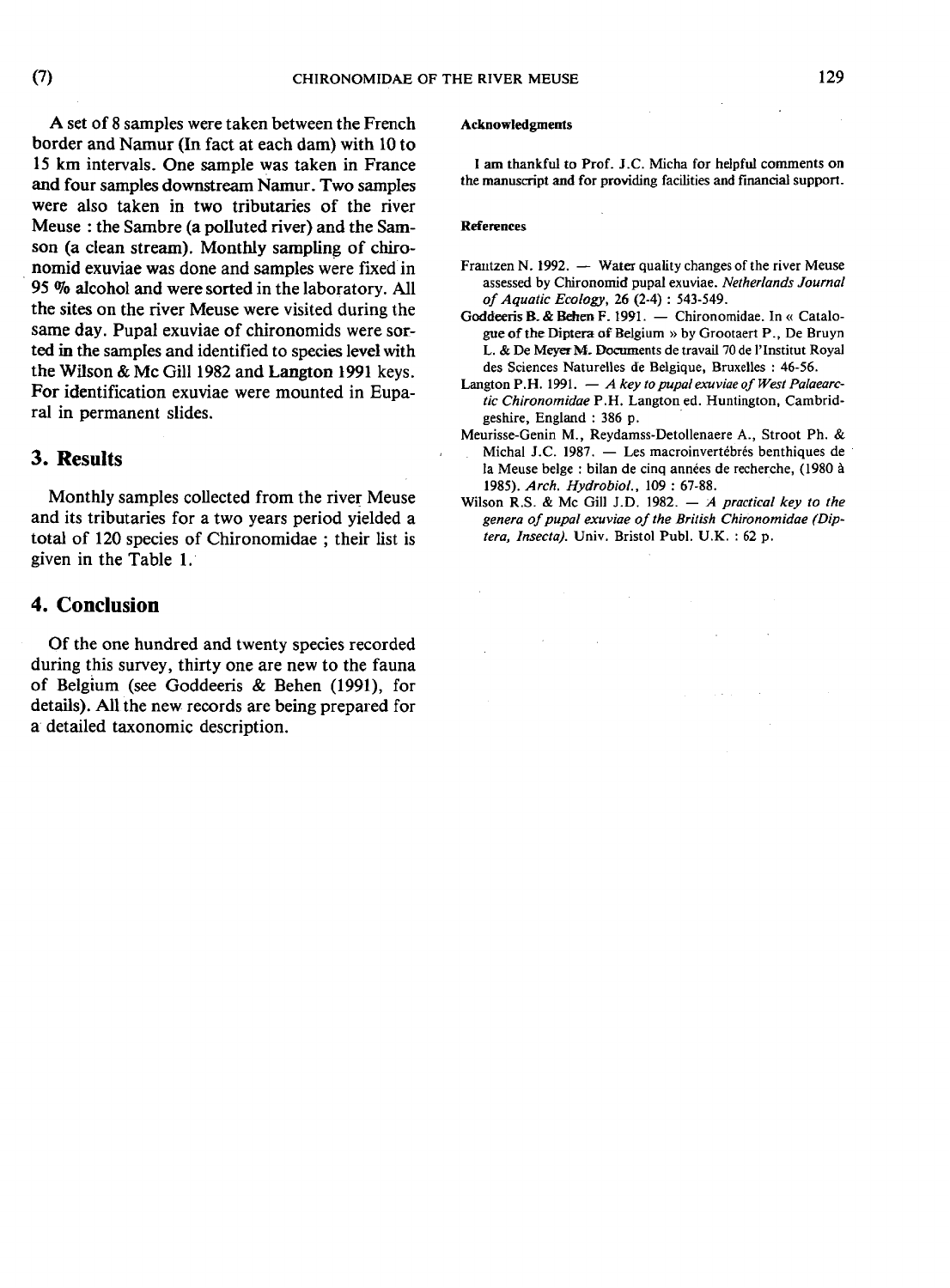A set of 8 samples were taken between the French border and Namur (In fact at each dam) with 10 to 15 km intervals. One sample was taken in France and four samples downstream Namur. Two samples were also taken in two tributaries of the river Meuse : the Sambre (a polluted river) and the Samson (a clean stream). Monthly sampling of chironomid exuviae was done and samples were fixed in 95 % alcohol and were sorted in the laboratory. All the sites on the river Meuse were visited during the same day. Pupal exuviae of chironomids were sorted in the samples and identified to species level with the Wilson & Mc Gill 1982 and Langton 1991 keys. For identification exuviae were mounted in Euparal in permanent slides.

## 3. Results

Monthly samples collected from the river Meuse and its tributaries for a two years period yielded a total of 120 species of Chironomidae ; their list is given in the Table 1.

## 4. Conclusion

Of the one hundred and twenty species recorded during this survey, thirty one are new to the fauna of Belgium (see Goddeeris & Behen (1991), for details). All the new records are being prepared for a detailed taxonomic description.

#### Acknowledgments

I am thankful to Prof. J.C. Micha for helpful comments on the manuscript and for providing facilities and financial support.

#### References

Frantzen N. 1992. — Water quality changes of the river Meuse assessed by Chironomid pupal exuviae. *Netherlands Journal of Aquatic Ecology*, 26 (2-4) : 543-549.

Goddeeris B. & Behen F. 1991. — Chironomidae. In « Catalogue of the Diptera of Belgium » by Grootaert P., De Bruyn L. & De Meyer M. Documents de travail 70 de l'Institut Royal des Sciences Naturelles de Belgique, Bruxelles : 46-56.

Langton P.H. 1991. — *A key to pupal exuviae of West Palaearctic Chironomidae* P.H. Langton ed. Huntington, Cambridgeshire, England : 386 p.

Meurisse-Genin M., Reydamss-Detollenaere A., Stroot Ph. & Michal J.C. 1987. — Les macroinvertébrés benthiques de la Meuse belge : bilan de cinq années de recherche, (1980 à 1985). *Arch. Hydrobiol.*, 109 : 67-88.

Wilson R.S. & Mc Gill J.D. 1982. — *A practical key to the genera of pupal exuviae of the British Chironomidae (Diptera, Insecta).* Univ. Bristol Publ. U.K. : 62 p.